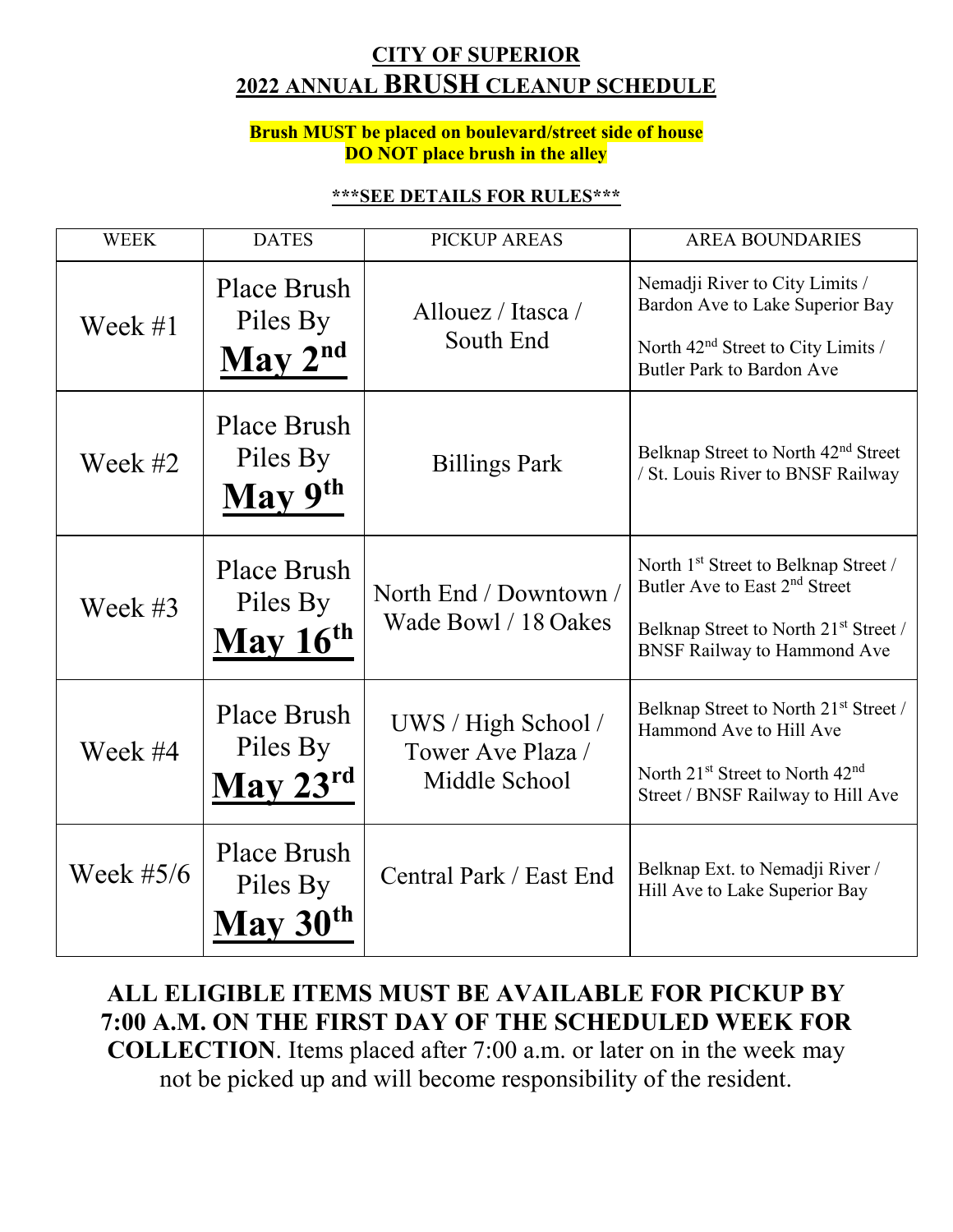# CITY OF SUPERIOR
# 2022 ANNUAL BRUSH CLEANUP SCHEDULE

**Brush MUST be placed on boulevard/street side of house**
**DO NOT place brush in the alley**

**\*\*\*SEE DETAILS FOR RULES\*\*\***

| WEEK | DATES | PICKUP AREAS | AREA BOUNDARIES |
|---|---|---|---|
| Week #1 | Place Brush Piles By **May 2nd** | Allouez / Itasca / South End | Nemadji River to City Limits / Bardon Ave to Lake Superior Bay<br><br>North 42nd Street to City Limits / Butler Park to Bardon Ave |
| Week #2 | Place Brush Piles By **May 9th** | Billings Park | Belknap Street to North 42nd Street / St. Louis River to BNSF Railway |
| Week #3 | Place Brush Piles By **May 16th** | North End / Downtown / Wade Bowl / 18 Oakes | North 1st Street to Belknap Street / Butler Ave to East 2nd Street<br><br>Belknap Street to North 21st Street / BNSF Railway to Hammond Ave |
| Week #4 | Place Brush Piles By **May 23rd** | UWS / High School / Tower Ave Plaza / Middle School | Belknap Street to North 21st Street / Hammond Ave to Hill Ave<br><br>North 21st Street to North 42nd Street / BNSF Railway to Hill Ave |
| Week #5/6 | Place Brush Piles By **May 30th** | Central Park / East End | Belknap Ext. to Nemadji River / Hill Ave to Lake Superior Bay |

**ALL ELIGIBLE ITEMS MUST BE AVAILABLE FOR PICKUP BY 7:00 A.M. ON THE FIRST DAY OF THE SCHEDULED WEEK FOR COLLECTION**. Items placed after 7:00 a.m. or later on in the week may not be picked up and will become responsibility of the resident.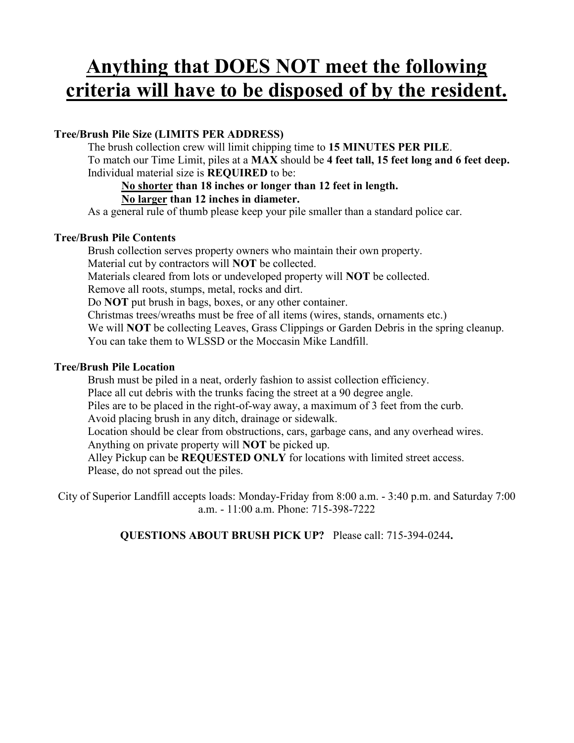# Anything that DOES NOT meet the following criteria will have to be disposed of by the resident.

**Tree/Brush Pile Size (LIMITS PER ADDRESS)**

The brush collection crew will limit chipping time to **15 MINUTES PER PILE**.
To match our Time Limit, piles at a **MAX** should be **4 feet tall, 15 feet long and 6 feet deep.**
Individual material size is **REQUIRED** to be:

**No shorter than 18 inches or longer than 12 feet in length.**
**No larger than 12 inches in diameter.**

As a general rule of thumb please keep your pile smaller than a standard police car.

**Tree/Brush Pile Contents**

Brush collection serves property owners who maintain their own property.
Material cut by contractors will **NOT** be collected.
Materials cleared from lots or undeveloped property will **NOT** be collected.
Remove all roots, stumps, metal, rocks and dirt.
Do **NOT** put brush in bags, boxes, or any other container.
Christmas trees/wreaths must be free of all items (wires, stands, ornaments etc.)
We will **NOT** be collecting Leaves, Grass Clippings or Garden Debris in the spring cleanup.
You can take them to WLSSD or the Moccasin Mike Landfill.

**Tree/Brush Pile Location**

Brush must be piled in a neat, orderly fashion to assist collection efficiency.
Place all cut debris with the trunks facing the street at a 90 degree angle.
Piles are to be placed in the right-of-way away, a maximum of 3 feet from the curb.
Avoid placing brush in any ditch, drainage or sidewalk.
Location should be clear from obstructions, cars, garbage cans, and any overhead wires.
Anything on private property will **NOT** be picked up.
Alley Pickup can be **REQUESTED ONLY** for locations with limited street access.
Please, do not spread out the piles.

City of Superior Landfill accepts loads: Monday-Friday from 8:00 a.m. - 3:40 p.m. and Saturday 7:00 a.m. - 11:00 a.m. Phone: 715-398-7222

**QUESTIONS ABOUT BRUSH PICK UP?** Please call: 715-394-0244**.**